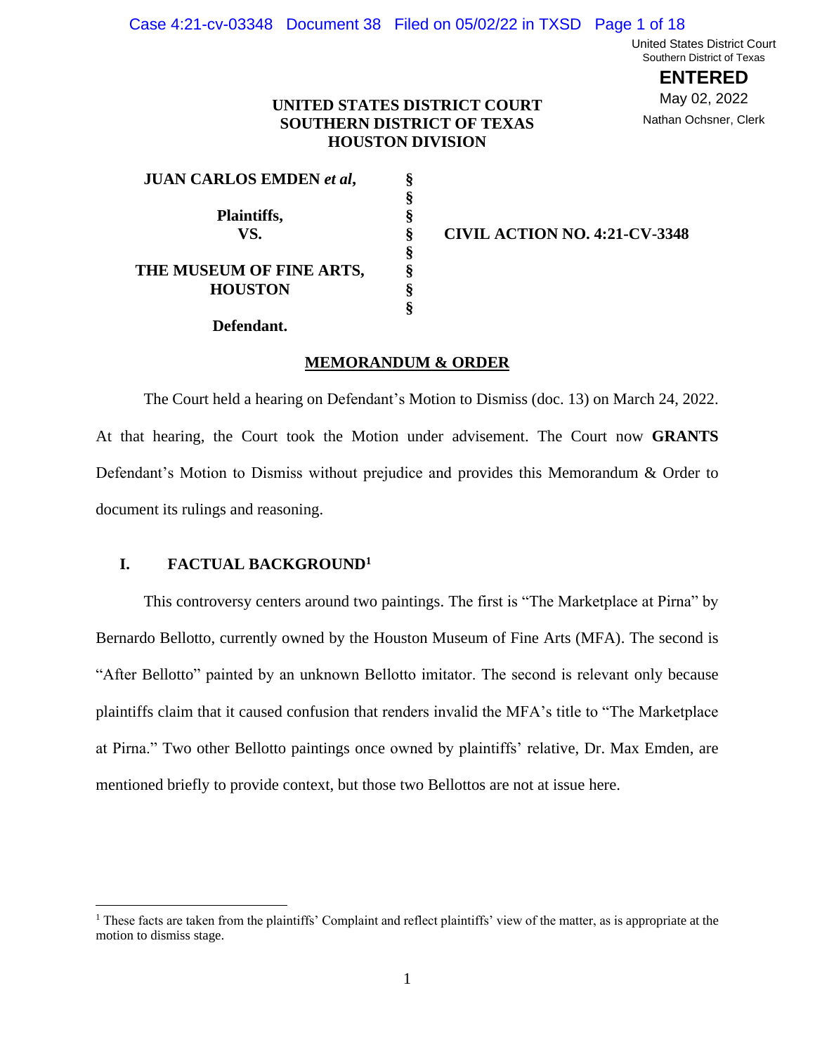UNITED STATES DISTRICT COURT
SOUTHERN DISTRICT OF TEXAS
HOUSTON DIVISION

| | | |
|---|---|---|
| **JUAN CARLOS EMDEN *et al*,** | § | |
| | § | |
| **Plaintiffs,** | § | |
| **VS.** | § | **CIVIL ACTION NO. 4:21-CV-3348** |
| | § | |
| **THE MUSEUM OF FINE ARTS, HOUSTON** | § | |
| | § | |
| **Defendant.** | § | |

## MEMORANDUM & ORDER

The Court held a hearing on Defendant's Motion to Dismiss (doc. 13) on March 24, 2022. At that hearing, the Court took the Motion under advisement. The Court now **GRANTS** Defendant's Motion to Dismiss without prejudice and provides this Memorandum & Order to document its rulings and reasoning.

## I. FACTUAL BACKGROUND[1]

This controversy centers around two paintings. The first is "The Marketplace at Pirna" by Bernardo Bellotto, currently owned by the Houston Museum of Fine Arts (MFA). The second is "After Bellotto" painted by an unknown Bellotto imitator. The second is relevant only because plaintiffs claim that it caused confusion that renders invalid the MFA's title to "The Marketplace at Pirna." Two other Bellotto paintings once owned by plaintiffs' relative, Dr. Max Emden, are mentioned briefly to provide context, but those two Bellottos are not at issue here.

[1] These facts are taken from the plaintiffs' Complaint and reflect plaintiffs' view of the matter, as is appropriate at the motion to dismiss stage.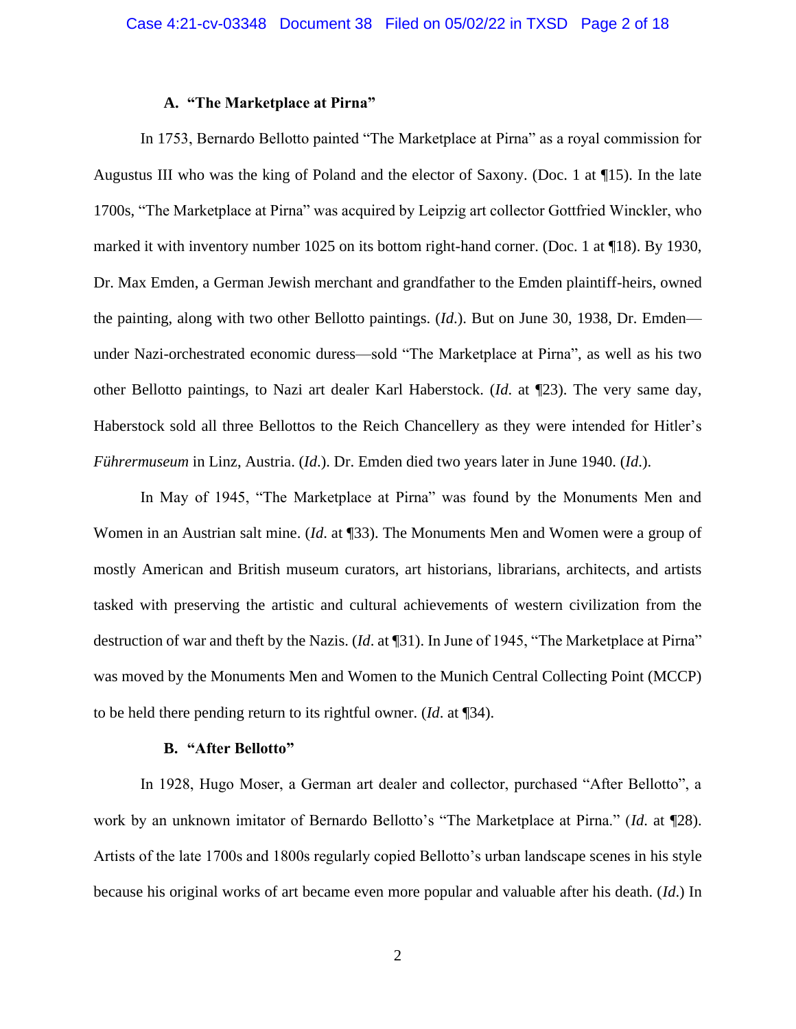### A. "The Marketplace at Pirna"

In 1753, Bernardo Bellotto painted "The Marketplace at Pirna" as a royal commission for Augustus III who was the king of Poland and the elector of Saxony. (Doc. 1 at ¶15). In the late 1700s, "The Marketplace at Pirna" was acquired by Leipzig art collector Gottfried Winckler, who marked it with inventory number 1025 on its bottom right-hand corner. (Doc. 1 at ¶18). By 1930, Dr. Max Emden, a German Jewish merchant and grandfather to the Emden plaintiff-heirs, owned the painting, along with two other Bellotto paintings. (*Id.*). But on June 30, 1938, Dr. Emden—under Nazi-orchestrated economic duress—sold "The Marketplace at Pirna", as well as his two other Bellotto paintings, to Nazi art dealer Karl Haberstock. (*Id.* at ¶23). The very same day, Haberstock sold all three Bellottos to the Reich Chancellery as they were intended for Hitler's *Führermuseum* in Linz, Austria. (*Id.*). Dr. Emden died two years later in June 1940. (*Id.*).

In May of 1945, "The Marketplace at Pirna" was found by the Monuments Men and Women in an Austrian salt mine. (*Id.* at ¶33). The Monuments Men and Women were a group of mostly American and British museum curators, art historians, librarians, architects, and artists tasked with preserving the artistic and cultural achievements of western civilization from the destruction of war and theft by the Nazis. (*Id.* at ¶31). In June of 1945, "The Marketplace at Pirna" was moved by the Monuments Men and Women to the Munich Central Collecting Point (MCCP) to be held there pending return to its rightful owner. (*Id.* at ¶34).

### B. "After Bellotto"

In 1928, Hugo Moser, a German art dealer and collector, purchased "After Bellotto", a work by an unknown imitator of Bernardo Bellotto's "The Marketplace at Pirna." (*Id.* at ¶28). Artists of the late 1700s and 1800s regularly copied Bellotto's urban landscape scenes in his style because his original works of art became even more popular and valuable after his death. (*Id.*) In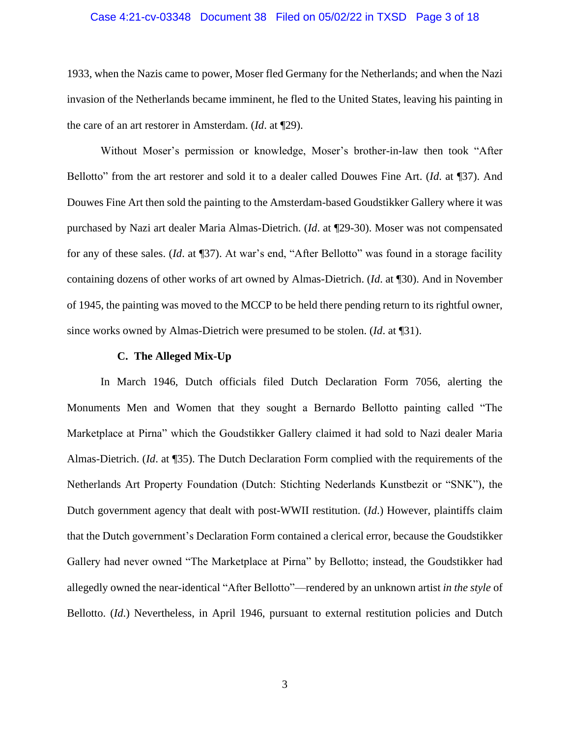1933, when the Nazis came to power, Moser fled Germany for the Netherlands; and when the Nazi invasion of the Netherlands became imminent, he fled to the United States, leaving his painting in the care of an art restorer in Amsterdam. (*Id*. at ¶29).

Without Moser's permission or knowledge, Moser's brother-in-law then took "After Bellotto" from the art restorer and sold it to a dealer called Douwes Fine Art. (*Id*. at ¶37). And Douwes Fine Art then sold the painting to the Amsterdam-based Goudstikker Gallery where it was purchased by Nazi art dealer Maria Almas-Dietrich. (*Id*. at ¶29-30). Moser was not compensated for any of these sales. (*Id*. at ¶37). At war's end, "After Bellotto" was found in a storage facility containing dozens of other works of art owned by Almas-Dietrich. (*Id*. at ¶30). And in November of 1945, the painting was moved to the MCCP to be held there pending return to its rightful owner, since works owned by Almas-Dietrich were presumed to be stolen. (*Id*. at ¶31).

### C. The Alleged Mix-Up

In March 1946, Dutch officials filed Dutch Declaration Form 7056, alerting the Monuments Men and Women that they sought a Bernardo Bellotto painting called "The Marketplace at Pirna" which the Goudstikker Gallery claimed it had sold to Nazi dealer Maria Almas-Dietrich. (*Id*. at ¶35). The Dutch Declaration Form complied with the requirements of the Netherlands Art Property Foundation (Dutch: Stichting Nederlands Kunstbezit or "SNK"), the Dutch government agency that dealt with post-WWII restitution. (*Id*.) However, plaintiffs claim that the Dutch government's Declaration Form contained a clerical error, because the Goudstikker Gallery had never owned "The Marketplace at Pirna" by Bellotto; instead, the Goudstikker had allegedly owned the near-identical "After Bellotto"—rendered by an unknown artist *in the style* of Bellotto. (*Id*.) Nevertheless, in April 1946, pursuant to external restitution policies and Dutch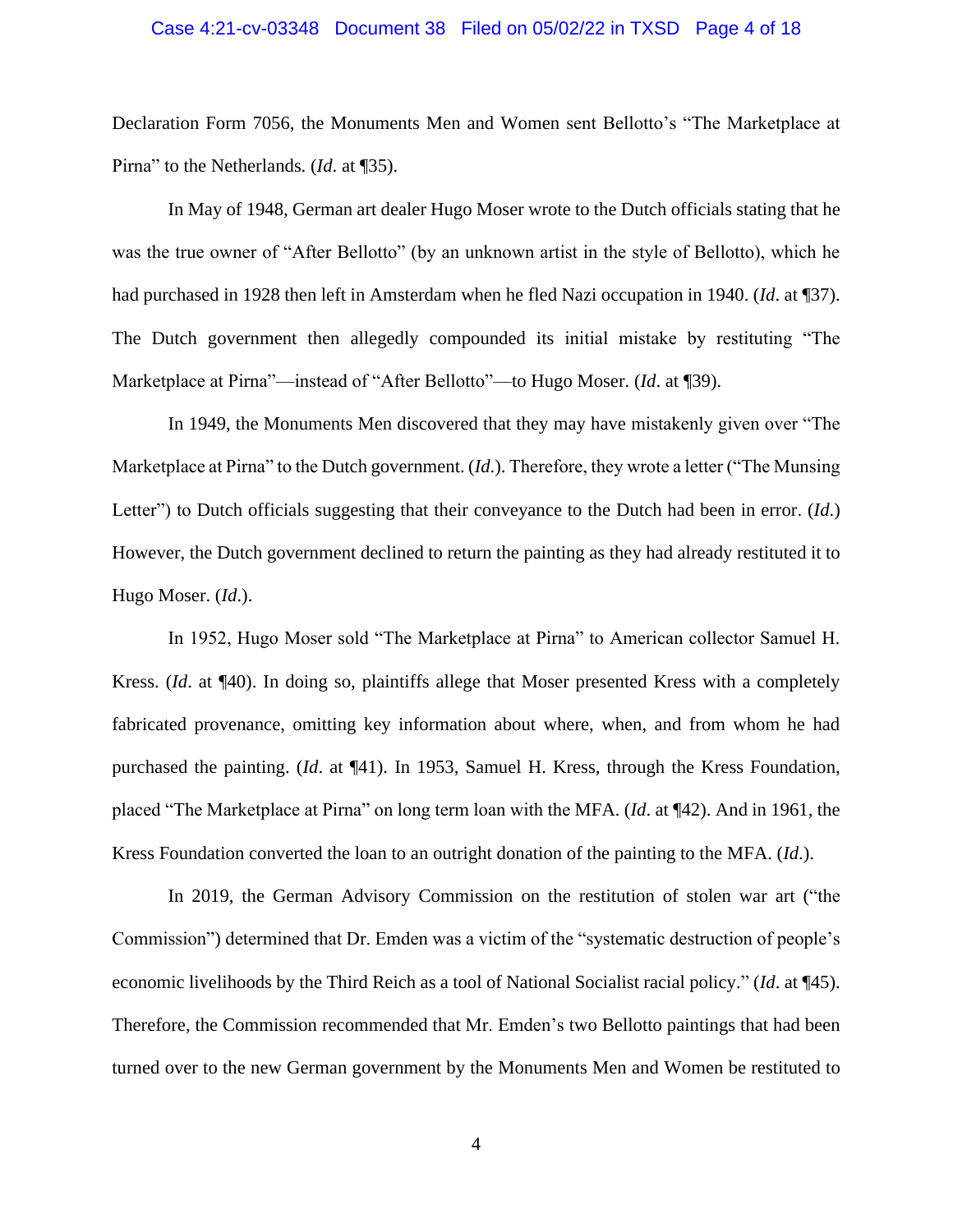Declaration Form 7056, the Monuments Men and Women sent Bellotto's "The Marketplace at Pirna" to the Netherlands. (*Id.* at ¶35).

In May of 1948, German art dealer Hugo Moser wrote to the Dutch officials stating that he was the true owner of "After Bellotto" (by an unknown artist in the style of Bellotto), which he had purchased in 1928 then left in Amsterdam when he fled Nazi occupation in 1940. (*Id*. at ¶37). The Dutch government then allegedly compounded its initial mistake by restituting "The Marketplace at Pirna"—instead of "After Bellotto"—to Hugo Moser. (*Id*. at ¶39).

In 1949, the Monuments Men discovered that they may have mistakenly given over "The Marketplace at Pirna" to the Dutch government. (*Id*.). Therefore, they wrote a letter ("The Munsing Letter") to Dutch officials suggesting that their conveyance to the Dutch had been in error. (*Id*.) However, the Dutch government declined to return the painting as they had already restituted it to Hugo Moser. (*Id*.).

In 1952, Hugo Moser sold "The Marketplace at Pirna" to American collector Samuel H. Kress. (*Id*. at ¶40). In doing so, plaintiffs allege that Moser presented Kress with a completely fabricated provenance, omitting key information about where, when, and from whom he had purchased the painting. (*Id*. at ¶41). In 1953, Samuel H. Kress, through the Kress Foundation, placed "The Marketplace at Pirna" on long term loan with the MFA. (*Id*. at ¶42). And in 1961, the Kress Foundation converted the loan to an outright donation of the painting to the MFA. (*Id*.).

In 2019, the German Advisory Commission on the restitution of stolen war art ("the Commission") determined that Dr. Emden was a victim of the "systematic destruction of people's economic livelihoods by the Third Reich as a tool of National Socialist racial policy." (*Id*. at ¶45). Therefore, the Commission recommended that Mr. Emden's two Bellotto paintings that had been turned over to the new German government by the Monuments Men and Women be restituted to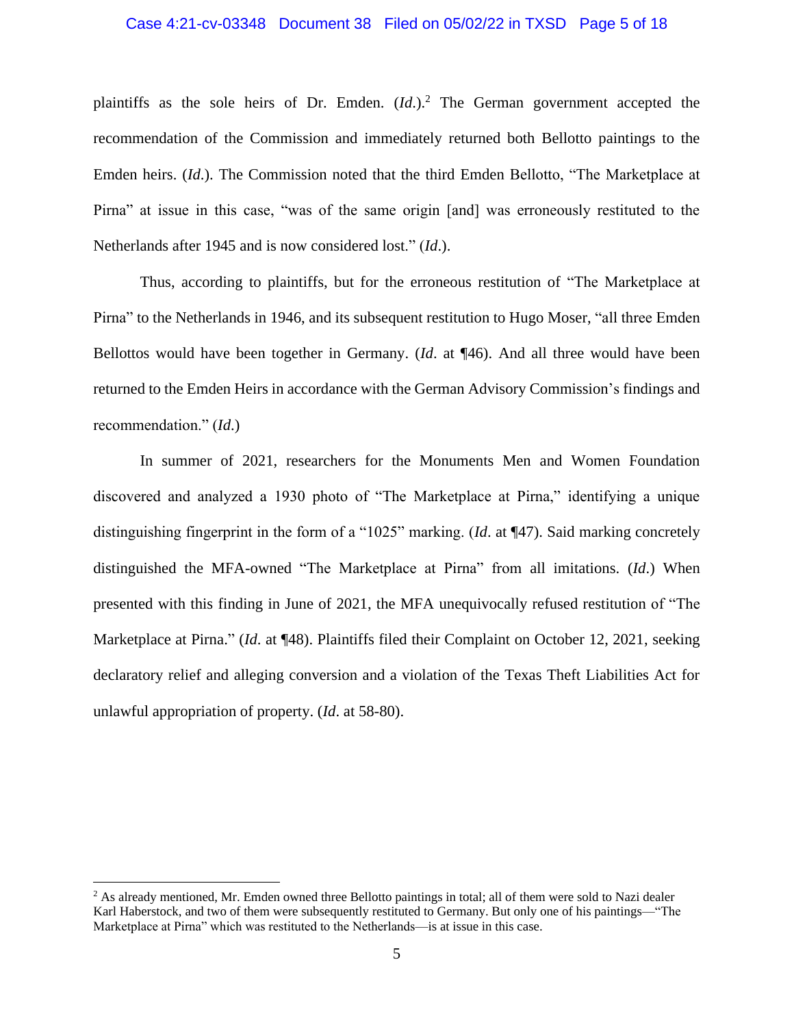plaintiffs as the sole heirs of Dr. Emden. (*Id*.).[2] The German government accepted the recommendation of the Commission and immediately returned both Bellotto paintings to the Emden heirs. (*Id*.). The Commission noted that the third Emden Bellotto, "The Marketplace at Pirna" at issue in this case, "was of the same origin [and] was erroneously restituted to the Netherlands after 1945 and is now considered lost." (*Id*.).

Thus, according to plaintiffs, but for the erroneous restitution of "The Marketplace at Pirna" to the Netherlands in 1946, and its subsequent restitution to Hugo Moser, "all three Emden Bellottos would have been together in Germany. (*Id*. at ¶46). And all three would have been returned to the Emden Heirs in accordance with the German Advisory Commission's findings and recommendation." (*Id*.)

In summer of 2021, researchers for the Monuments Men and Women Foundation discovered and analyzed a 1930 photo of "The Marketplace at Pirna," identifying a unique distinguishing fingerprint in the form of a "1025" marking. (*Id*. at ¶47). Said marking concretely distinguished the MFA-owned "The Marketplace at Pirna" from all imitations. (*Id*.) When presented with this finding in June of 2021, the MFA unequivocally refused restitution of "The Marketplace at Pirna." (*Id*. at ¶48). Plaintiffs filed their Complaint on October 12, 2021, seeking declaratory relief and alleging conversion and a violation of the Texas Theft Liabilities Act for unlawful appropriation of property. (*Id*. at 58-80).

---

[2] As already mentioned, Mr. Emden owned three Bellotto paintings in total; all of them were sold to Nazi dealer Karl Haberstock, and two of them were subsequently restituted to Germany. But only one of his paintings—"The Marketplace at Pirna" which was restituted to the Netherlands—is at issue in this case.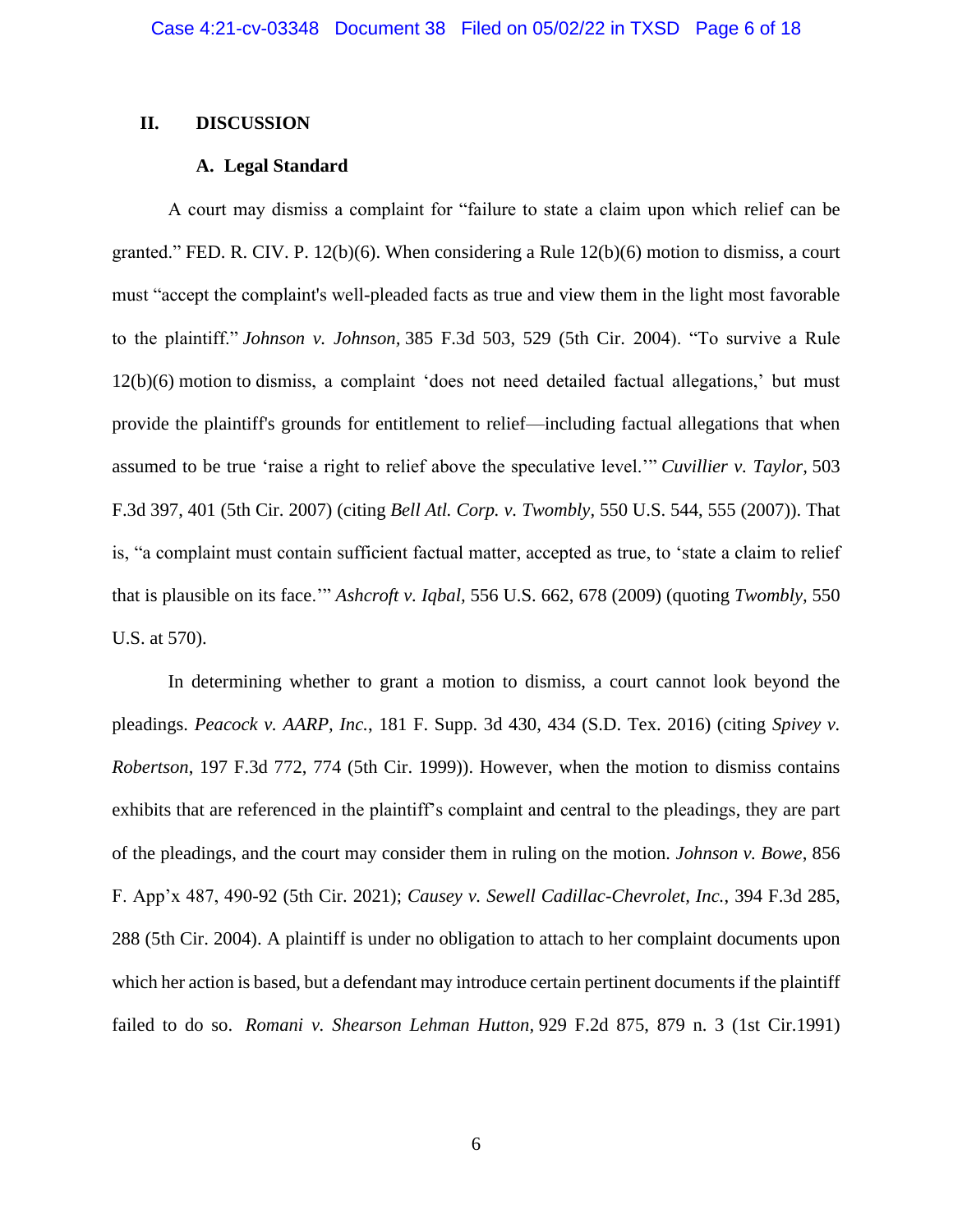## II. DISCUSSION

### A. Legal Standard

A court may dismiss a complaint for "failure to state a claim upon which relief can be granted." FED. R. CIV. P. 12(b)(6). When considering a Rule 12(b)(6) motion to dismiss, a court must "accept the complaint's well-pleaded facts as true and view them in the light most favorable to the plaintiff." *Johnson v. Johnson*, 385 F.3d 503, 529 (5th Cir. 2004). "To survive a Rule 12(b)(6) motion to dismiss, a complaint 'does not need detailed factual allegations,' but must provide the plaintiff's grounds for entitlement to relief—including factual allegations that when assumed to be true 'raise a right to relief above the speculative level.'" *Cuvillier v. Taylor*, 503 F.3d 397, 401 (5th Cir. 2007) (citing *Bell Atl. Corp. v. Twombly*, 550 U.S. 544, 555 (2007)). That is, "a complaint must contain sufficient factual matter, accepted as true, to 'state a claim to relief that is plausible on its face.'" *Ashcroft v. Iqbal*, 556 U.S. 662, 678 (2009) (quoting *Twombly*, 550 U.S. at 570).

In determining whether to grant a motion to dismiss, a court cannot look beyond the pleadings. *Peacock v. AARP, Inc.*, 181 F. Supp. 3d 430, 434 (S.D. Tex. 2016) (citing *Spivey v. Robertson*, 197 F.3d 772, 774 (5th Cir. 1999)). However, when the motion to dismiss contains exhibits that are referenced in the plaintiff's complaint and central to the pleadings, they are part of the pleadings, and the court may consider them in ruling on the motion. *Johnson v. Bowe*, 856 F. App'x 487, 490-92 (5th Cir. 2021); *Causey v. Sewell Cadillac-Chevrolet, Inc.*, 394 F.3d 285, 288 (5th Cir. 2004). A plaintiff is under no obligation to attach to her complaint documents upon which her action is based, but a defendant may introduce certain pertinent documents if the plaintiff failed to do so. *Romani v. Shearson Lehman Hutton*, 929 F.2d 875, 879 n. 3 (1st Cir.1991)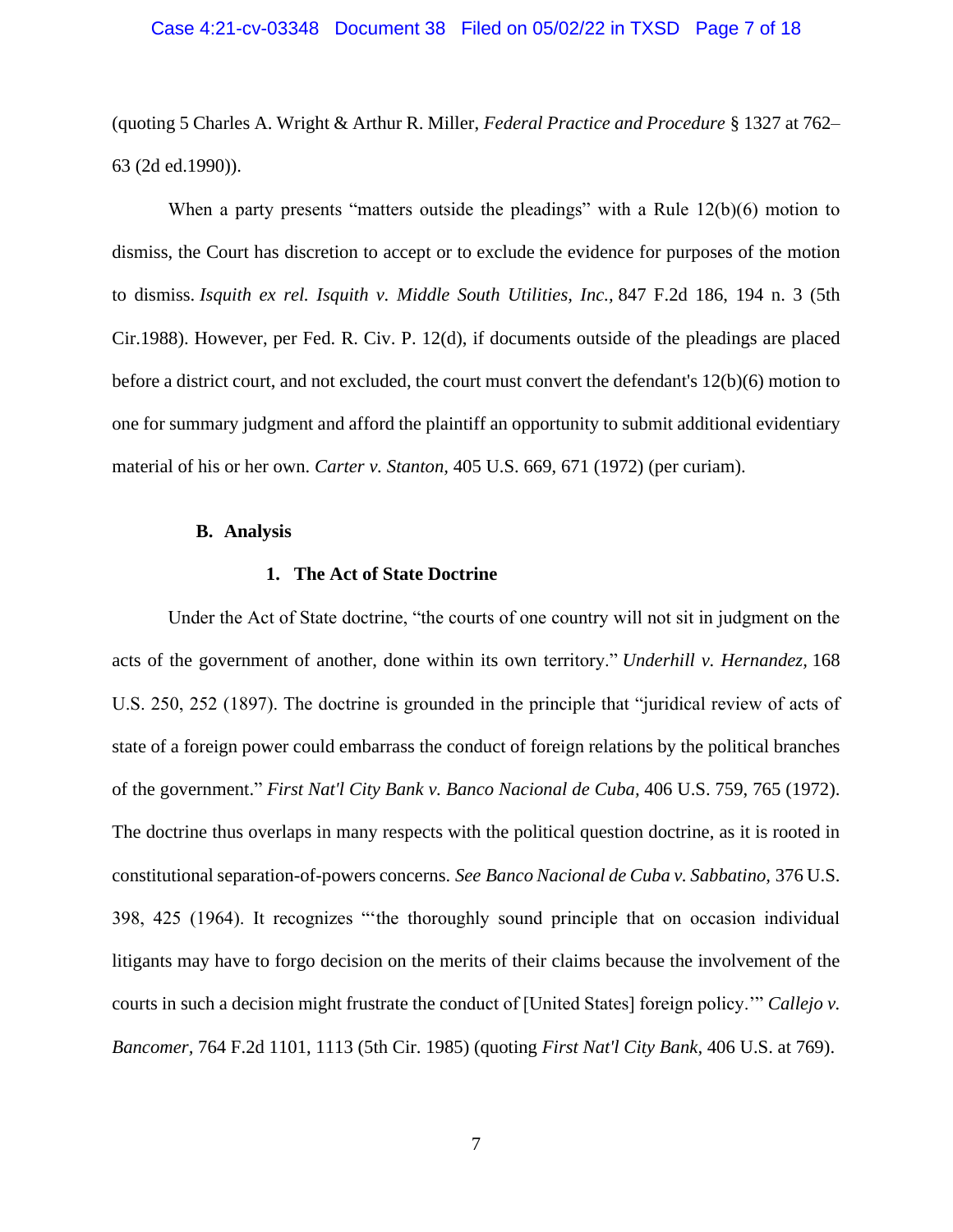(quoting 5 Charles A. Wright & Arthur R. Miller, *Federal Practice and Procedure* § 1327 at 762–63 (2d ed.1990)).

When a party presents "matters outside the pleadings" with a Rule 12(b)(6) motion to dismiss, the Court has discretion to accept or to exclude the evidence for purposes of the motion to dismiss. *Isquith ex rel. Isquith v. Middle South Utilities, Inc.,* 847 F.2d 186, 194 n. 3 (5th Cir.1988). However, per Fed. R. Civ. P. 12(d), if documents outside of the pleadings are placed before a district court, and not excluded, the court must convert the defendant's 12(b)(6) motion to one for summary judgment and afford the plaintiff an opportunity to submit additional evidentiary material of his or her own. *Carter v. Stanton,* 405 U.S. 669, 671 (1972) (per curiam).

**B. Analysis**

**1. The Act of State Doctrine**

Under the Act of State doctrine, "the courts of one country will not sit in judgment on the acts of the government of another, done within its own territory." *Underhill v. Hernandez,* 168 U.S. 250, 252 (1897). The doctrine is grounded in the principle that "juridical review of acts of state of a foreign power could embarrass the conduct of foreign relations by the political branches of the government." *First Nat'l City Bank v. Banco Nacional de Cuba,* 406 U.S. 759, 765 (1972). The doctrine thus overlaps in many respects with the political question doctrine, as it is rooted in constitutional separation-of-powers concerns. *See Banco Nacional de Cuba v. Sabbatino,* 376 U.S. 398, 425 (1964). It recognizes "'the thoroughly sound principle that on occasion individual litigants may have to forgo decision on the merits of their claims because the involvement of the courts in such a decision might frustrate the conduct of [United States] foreign policy.'" *Callejo v. Bancomer,* 764 F.2d 1101, 1113 (5th Cir. 1985) (quoting *First Nat'l City Bank,* 406 U.S. at 769).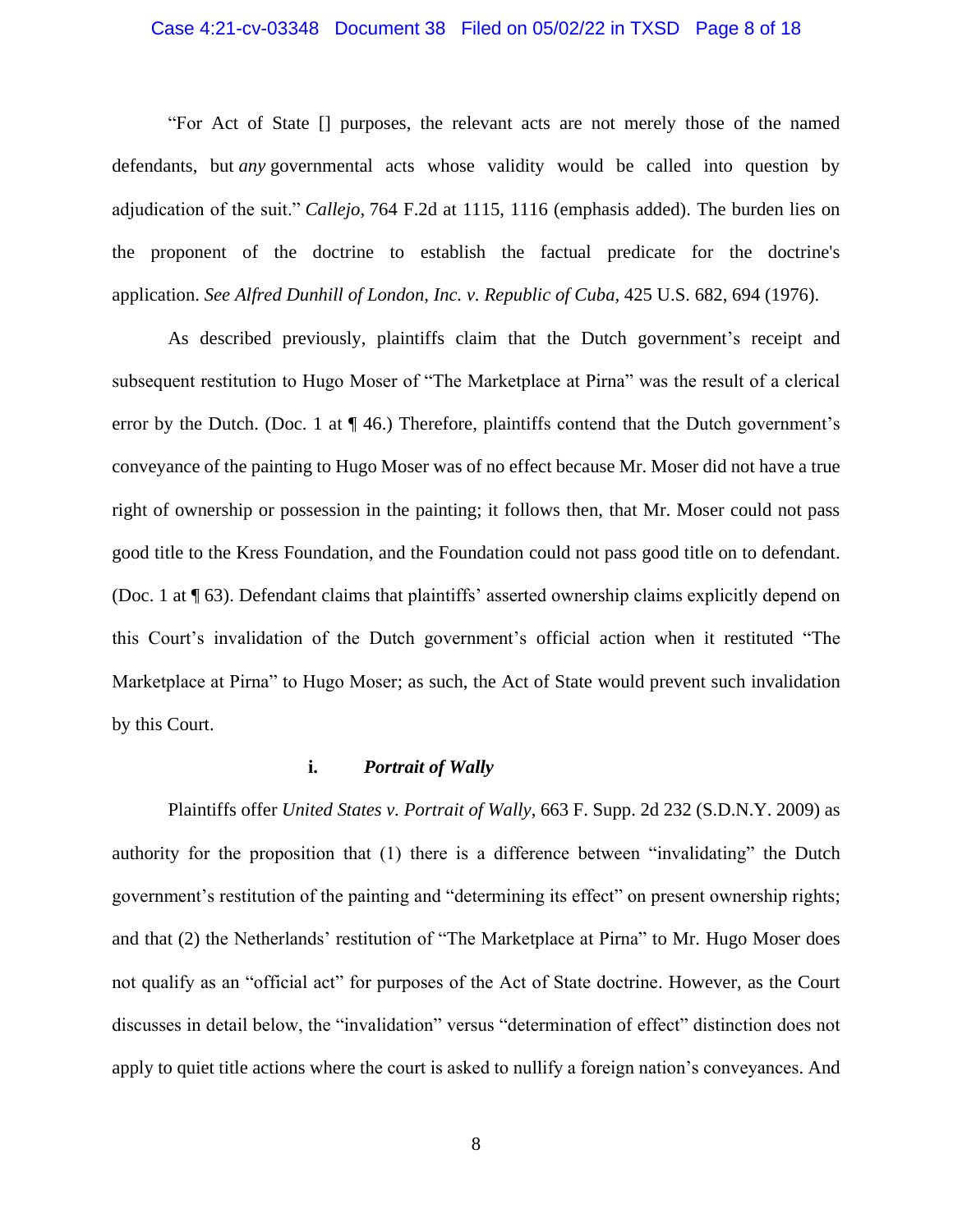"For Act of State [] purposes, the relevant acts are not merely those of the named defendants, but *any* governmental acts whose validity would be called into question by adjudication of the suit." *Callejo,* 764 F.2d at 1115, 1116 (emphasis added). The burden lies on the proponent of the doctrine to establish the factual predicate for the doctrine's application. *See Alfred Dunhill of London, Inc. v. Republic of Cuba,* 425 U.S. 682, 694 (1976).

As described previously, plaintiffs claim that the Dutch government's receipt and subsequent restitution to Hugo Moser of "The Marketplace at Pirna" was the result of a clerical error by the Dutch. (Doc. 1 at ¶ 46.) Therefore, plaintiffs contend that the Dutch government's conveyance of the painting to Hugo Moser was of no effect because Mr. Moser did not have a true right of ownership or possession in the painting; it follows then, that Mr. Moser could not pass good title to the Kress Foundation, and the Foundation could not pass good title on to defendant. (Doc. 1 at ¶ 63). Defendant claims that plaintiffs' asserted ownership claims explicitly depend on this Court's invalidation of the Dutch government's official action when it restituted "The Marketplace at Pirna" to Hugo Moser; as such, the Act of State would prevent such invalidation by this Court.

**i. *Portrait of Wally***

Plaintiffs offer *United States v. Portrait of Wally*, 663 F. Supp. 2d 232 (S.D.N.Y. 2009) as authority for the proposition that (1) there is a difference between "invalidating" the Dutch government's restitution of the painting and "determining its effect" on present ownership rights; and that (2) the Netherlands' restitution of "The Marketplace at Pirna" to Mr. Hugo Moser does not qualify as an "official act" for purposes of the Act of State doctrine. However, as the Court discusses in detail below, the "invalidation" versus "determination of effect" distinction does not apply to quiet title actions where the court is asked to nullify a foreign nation's conveyances. And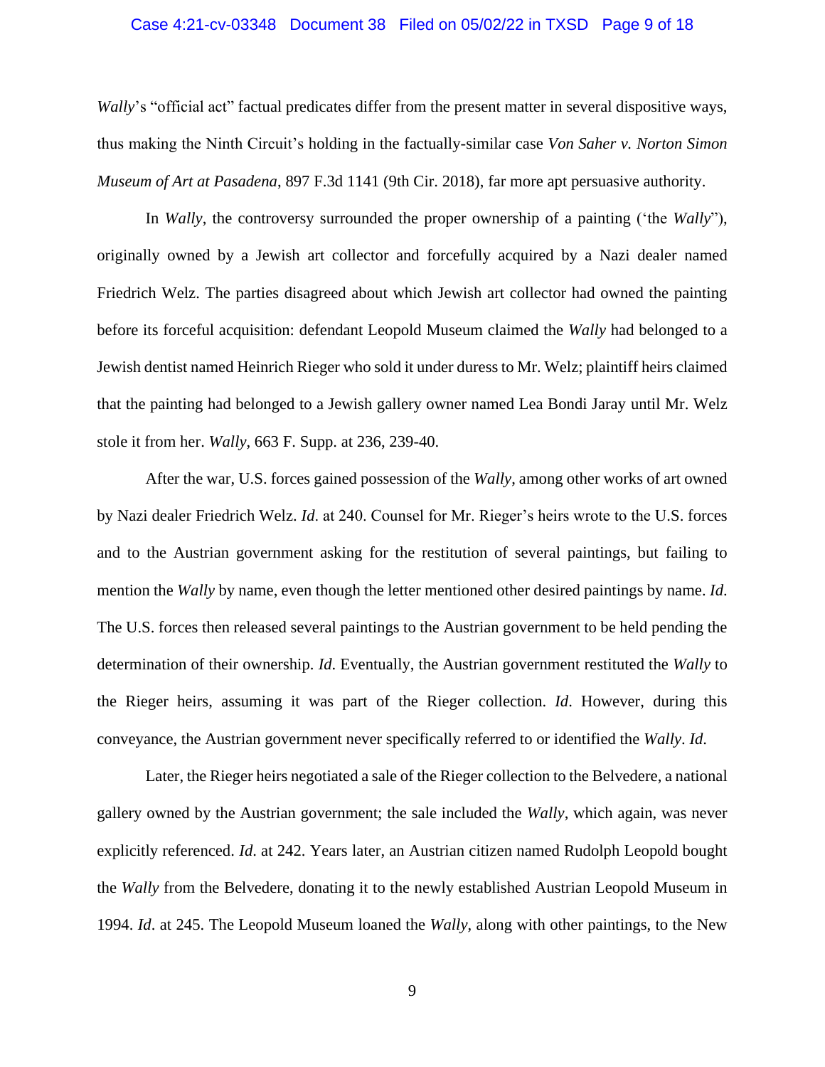*Wally*'s "official act" factual predicates differ from the present matter in several dispositive ways, thus making the Ninth Circuit's holding in the factually-similar case *Von Saher v. Norton Simon Museum of Art at Pasadena*, 897 F.3d 1141 (9th Cir. 2018), far more apt persuasive authority.

In *Wally*, the controversy surrounded the proper ownership of a painting ('the *Wally*"), originally owned by a Jewish art collector and forcefully acquired by a Nazi dealer named Friedrich Welz. The parties disagreed about which Jewish art collector had owned the painting before its forceful acquisition: defendant Leopold Museum claimed the *Wally* had belonged to a Jewish dentist named Heinrich Rieger who sold it under duress to Mr. Welz; plaintiff heirs claimed that the painting had belonged to a Jewish gallery owner named Lea Bondi Jaray until Mr. Welz stole it from her. *Wally*, 663 F. Supp. at 236, 239-40.

After the war, U.S. forces gained possession of the *Wally*, among other works of art owned by Nazi dealer Friedrich Welz. *Id*. at 240. Counsel for Mr. Rieger's heirs wrote to the U.S. forces and to the Austrian government asking for the restitution of several paintings, but failing to mention the *Wally* by name, even though the letter mentioned other desired paintings by name. *Id*. The U.S. forces then released several paintings to the Austrian government to be held pending the determination of their ownership. *Id*. Eventually, the Austrian government restituted the *Wally* to the Rieger heirs, assuming it was part of the Rieger collection. *Id*. However, during this conveyance, the Austrian government never specifically referred to or identified the *Wally*. *Id*.

Later, the Rieger heirs negotiated a sale of the Rieger collection to the Belvedere, a national gallery owned by the Austrian government; the sale included the *Wally*, which again, was never explicitly referenced. *Id*. at 242. Years later, an Austrian citizen named Rudolph Leopold bought the *Wally* from the Belvedere, donating it to the newly established Austrian Leopold Museum in 1994. *Id*. at 245. The Leopold Museum loaned the *Wally*, along with other paintings, to the New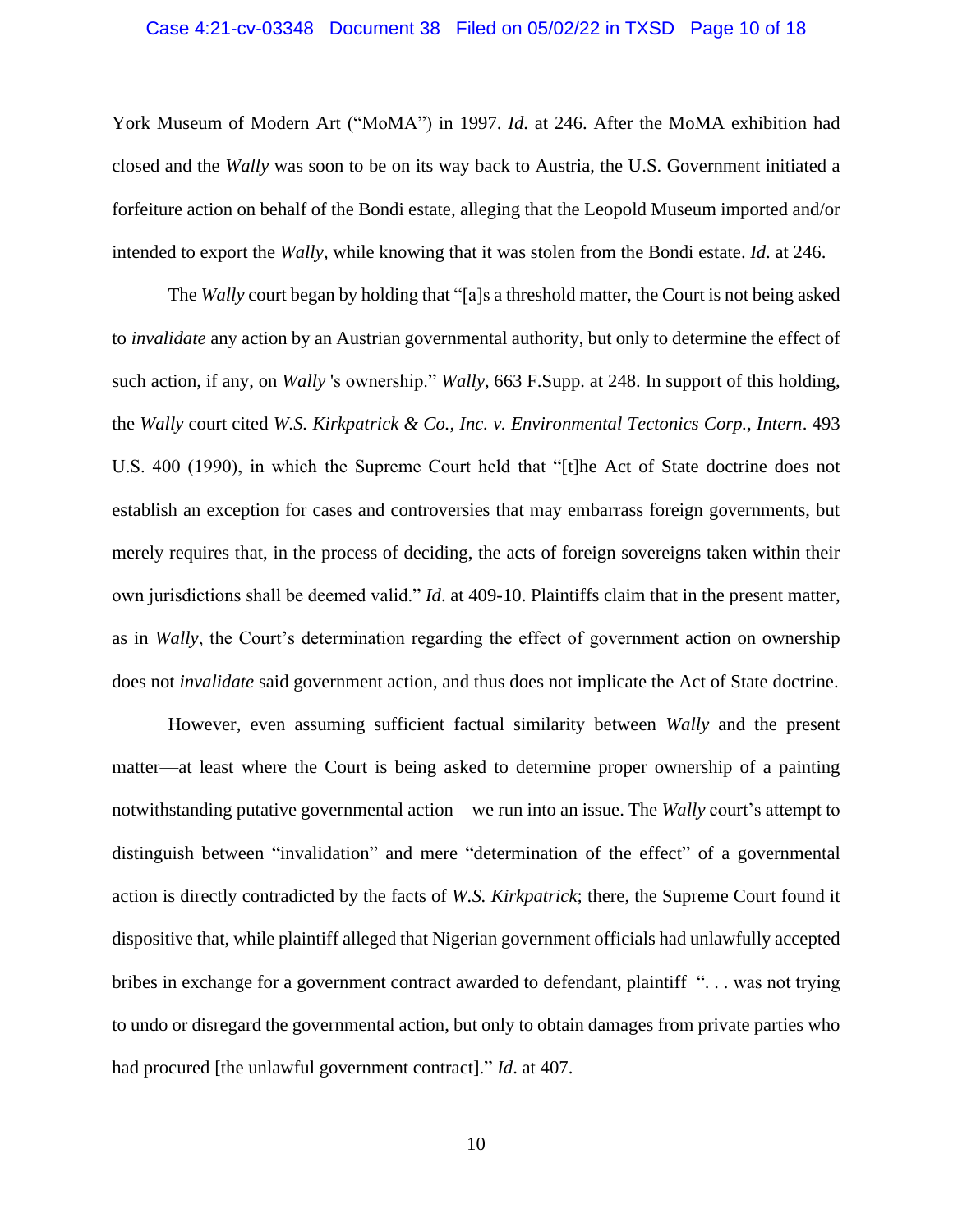York Museum of Modern Art ("MoMA") in 1997. *Id*. at 246. After the MoMA exhibition had closed and the *Wally* was soon to be on its way back to Austria, the U.S. Government initiated a forfeiture action on behalf of the Bondi estate, alleging that the Leopold Museum imported and/or intended to export the *Wally*, while knowing that it was stolen from the Bondi estate. *Id*. at 246.

The *Wally* court began by holding that "[a]s a threshold matter, the Court is not being asked to *invalidate* any action by an Austrian governmental authority, but only to determine the effect of such action, if any, on *Wally* 's ownership." *Wally*, 663 F.Supp. at 248. In support of this holding, the *Wally* court cited *W.S. Kirkpatrick & Co., Inc. v. Environmental Tectonics Corp., Intern*. 493 U.S. 400 (1990), in which the Supreme Court held that "[t]he Act of State doctrine does not establish an exception for cases and controversies that may embarrass foreign governments, but merely requires that, in the process of deciding, the acts of foreign sovereigns taken within their own jurisdictions shall be deemed valid." *Id*. at 409-10. Plaintiffs claim that in the present matter, as in *Wally*, the Court's determination regarding the effect of government action on ownership does not *invalidate* said government action, and thus does not implicate the Act of State doctrine.

However, even assuming sufficient factual similarity between *Wally* and the present matter—at least where the Court is being asked to determine proper ownership of a painting notwithstanding putative governmental action—we run into an issue. The *Wally* court's attempt to distinguish between "invalidation" and mere "determination of the effect" of a governmental action is directly contradicted by the facts of *W.S. Kirkpatrick*; there, the Supreme Court found it dispositive that, while plaintiff alleged that Nigerian government officials had unlawfully accepted bribes in exchange for a government contract awarded to defendant, plaintiff ". . . was not trying to undo or disregard the governmental action, but only to obtain damages from private parties who had procured [the unlawful government contract]." *Id*. at 407.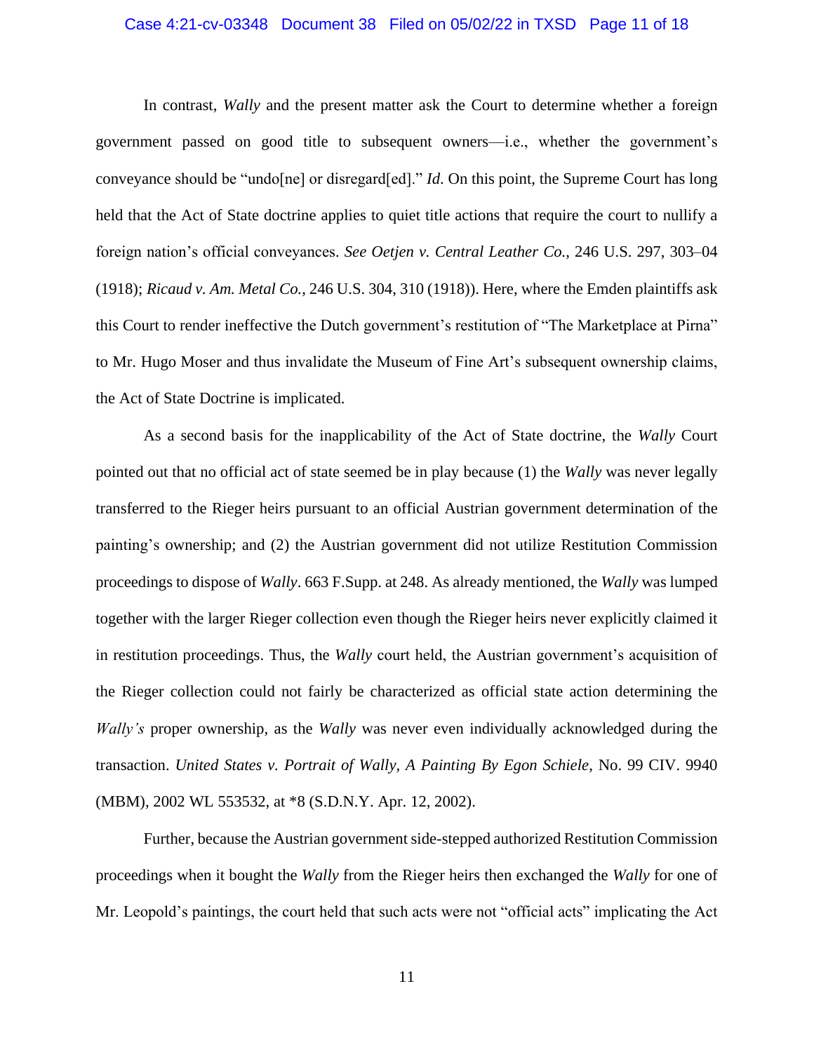In contrast, *Wally* and the present matter ask the Court to determine whether a foreign government passed on good title to subsequent owners—i.e., whether the government's conveyance should be "undo[ne] or disregard[ed]." *Id*. On this point, the Supreme Court has long held that the Act of State doctrine applies to quiet title actions that require the court to nullify a foreign nation's official conveyances. *See Oetjen v. Central Leather Co.*, 246 U.S. 297, 303–04 (1918); *Ricaud v. Am. Metal Co.*, 246 U.S. 304, 310 (1918)). Here, where the Emden plaintiffs ask this Court to render ineffective the Dutch government's restitution of "The Marketplace at Pirna" to Mr. Hugo Moser and thus invalidate the Museum of Fine Art's subsequent ownership claims, the Act of State Doctrine is implicated.

As a second basis for the inapplicability of the Act of State doctrine, the *Wally* Court pointed out that no official act of state seemed be in play because (1) the *Wally* was never legally transferred to the Rieger heirs pursuant to an official Austrian government determination of the painting's ownership; and (2) the Austrian government did not utilize Restitution Commission proceedings to dispose of *Wally*. 663 F.Supp. at 248. As already mentioned, the *Wally* was lumped together with the larger Rieger collection even though the Rieger heirs never explicitly claimed it in restitution proceedings. Thus, the *Wally* court held, the Austrian government's acquisition of the Rieger collection could not fairly be characterized as official state action determining the *Wally's* proper ownership, as the *Wally* was never even individually acknowledged during the transaction. *United States v. Portrait of Wally, A Painting By Egon Schiele*, No. 99 CIV. 9940 (MBM), 2002 WL 553532, at *8 (S.D.N.Y. Apr. 12, 2002).

Further, because the Austrian government side-stepped authorized Restitution Commission proceedings when it bought the *Wally* from the Rieger heirs then exchanged the *Wally* for one of Mr. Leopold's paintings, the court held that such acts were not "official acts" implicating the Act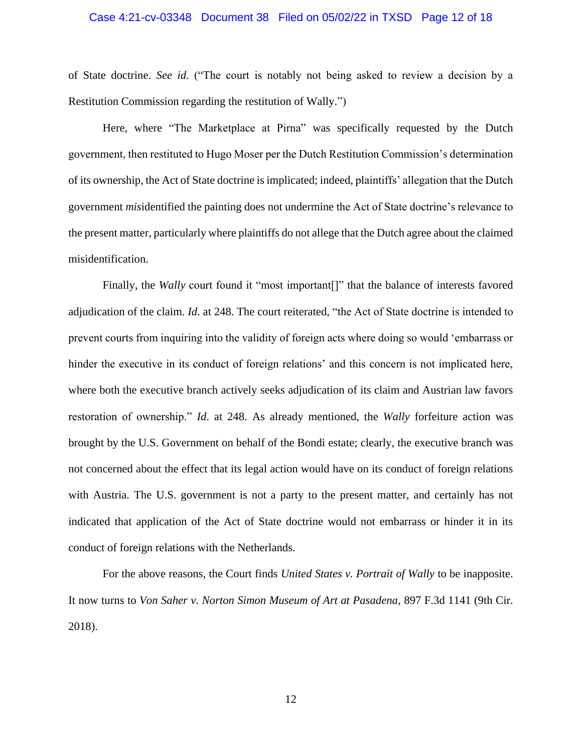of State doctrine. *See id*. ("The court is notably not being asked to review a decision by a Restitution Commission regarding the restitution of Wally.")

Here, where "The Marketplace at Pirna" was specifically requested by the Dutch government, then restituted to Hugo Moser per the Dutch Restitution Commission's determination of its ownership, the Act of State doctrine is implicated; indeed, plaintiffs' allegation that the Dutch government *mis*identified the painting does not undermine the Act of State doctrine's relevance to the present matter, particularly where plaintiffs do not allege that the Dutch agree about the claimed misidentification.

Finally, the *Wally* court found it "most important[]" that the balance of interests favored adjudication of the claim. *Id*. at 248. The court reiterated, "the Act of State doctrine is intended to prevent courts from inquiring into the validity of foreign acts where doing so would 'embarrass or hinder the executive in its conduct of foreign relations' and this concern is not implicated here, where both the executive branch actively seeks adjudication of its claim and Austrian law favors restoration of ownership." *Id*. at 248. As already mentioned, the *Wally* forfeiture action was brought by the U.S. Government on behalf of the Bondi estate; clearly, the executive branch was not concerned about the effect that its legal action would have on its conduct of foreign relations with Austria. The U.S. government is not a party to the present matter, and certainly has not indicated that application of the Act of State doctrine would not embarrass or hinder it in its conduct of foreign relations with the Netherlands.

For the above reasons, the Court finds *United States v. Portrait of Wally* to be inapposite. It now turns to *Von Saher v. Norton Simon Museum of Art at Pasadena*, 897 F.3d 1141 (9th Cir. 2018).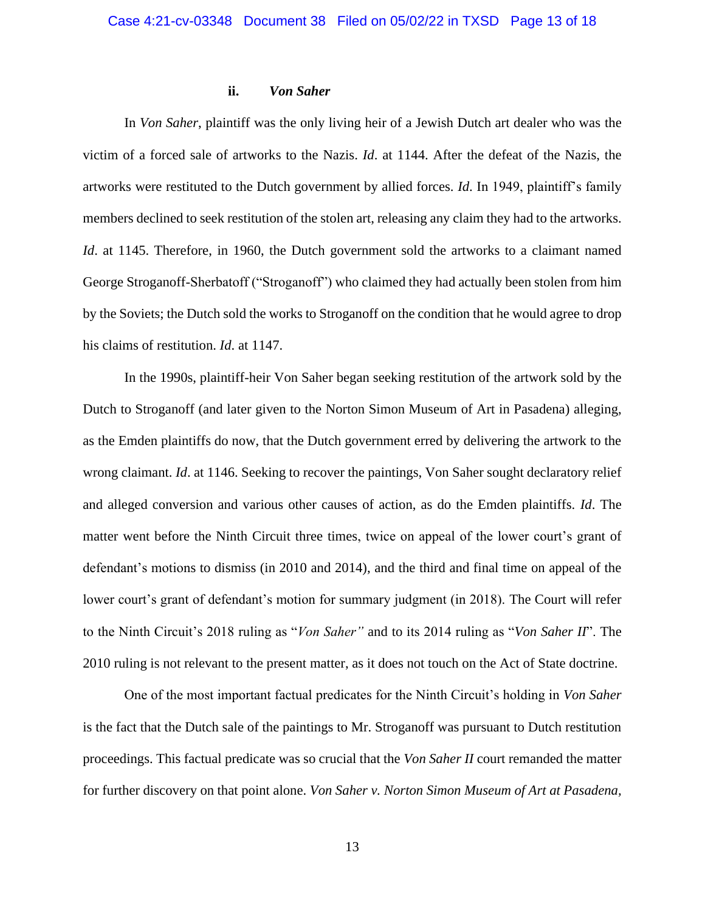### ii. *Von Saher*

In *Von Saher*, plaintiff was the only living heir of a Jewish Dutch art dealer who was the victim of a forced sale of artworks to the Nazis. *Id*. at 1144. After the defeat of the Nazis, the artworks were restituted to the Dutch government by allied forces. *Id*. In 1949, plaintiff's family members declined to seek restitution of the stolen art, releasing any claim they had to the artworks. *Id*. at 1145. Therefore, in 1960, the Dutch government sold the artworks to a claimant named George Stroganoff-Sherbatoff ("Stroganoff") who claimed they had actually been stolen from him by the Soviets; the Dutch sold the works to Stroganoff on the condition that he would agree to drop his claims of restitution. *Id*. at 1147.

In the 1990s, plaintiff-heir Von Saher began seeking restitution of the artwork sold by the Dutch to Stroganoff (and later given to the Norton Simon Museum of Art in Pasadena) alleging, as the Emden plaintiffs do now, that the Dutch government erred by delivering the artwork to the wrong claimant. *Id*. at 1146. Seeking to recover the paintings, Von Saher sought declaratory relief and alleged conversion and various other causes of action, as do the Emden plaintiffs. *Id*. The matter went before the Ninth Circuit three times, twice on appeal of the lower court's grant of defendant's motions to dismiss (in 2010 and 2014), and the third and final time on appeal of the lower court's grant of defendant's motion for summary judgment (in 2018). The Court will refer to the Ninth Circuit's 2018 ruling as "*Von Saher"* and to its 2014 ruling as "*Von Saher II*". The 2010 ruling is not relevant to the present matter, as it does not touch on the Act of State doctrine.

One of the most important factual predicates for the Ninth Circuit's holding in *Von Saher* is the fact that the Dutch sale of the paintings to Mr. Stroganoff was pursuant to Dutch restitution proceedings. This factual predicate was so crucial that the *Von Saher II* court remanded the matter for further discovery on that point alone. *Von Saher v. Norton Simon Museum of Art at Pasadena*,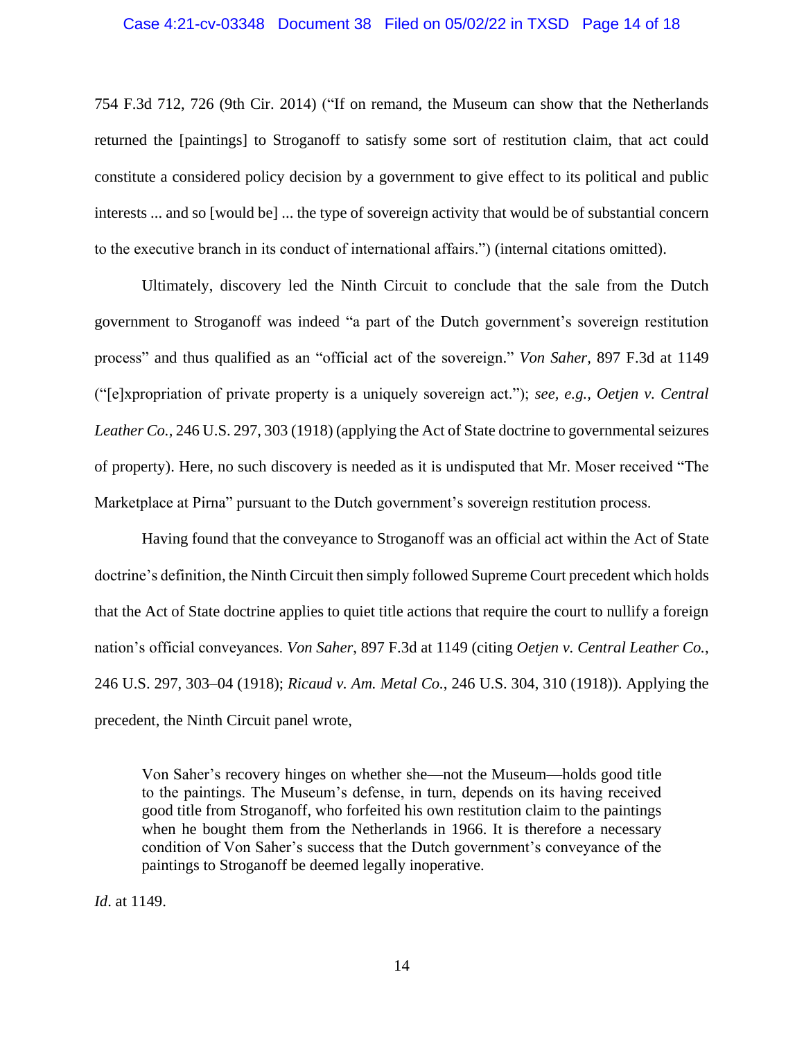754 F.3d 712, 726 (9th Cir. 2014) ("If on remand, the Museum can show that the Netherlands returned the [paintings] to Stroganoff to satisfy some sort of restitution claim, that act could constitute a considered policy decision by a government to give effect to its political and public interests ... and so [would be] ... the type of sovereign activity that would be of substantial concern to the executive branch in its conduct of international affairs.") (internal citations omitted).

Ultimately, discovery led the Ninth Circuit to conclude that the sale from the Dutch government to Stroganoff was indeed "a part of the Dutch government's sovereign restitution process" and thus qualified as an "official act of the sovereign." *Von Saher,* 897 F.3d at 1149 ("[e]xpropriation of private property is a uniquely sovereign act."); *see, e.g.*, *Oetjen v. Central Leather Co.*, 246 U.S. 297, 303 (1918) (applying the Act of State doctrine to governmental seizures of property). Here, no such discovery is needed as it is undisputed that Mr. Moser received "The Marketplace at Pirna" pursuant to the Dutch government's sovereign restitution process.

Having found that the conveyance to Stroganoff was an official act within the Act of State doctrine's definition, the Ninth Circuit then simply followed Supreme Court precedent which holds that the Act of State doctrine applies to quiet title actions that require the court to nullify a foreign nation's official conveyances. *Von Saher*, 897 F.3d at 1149 (citing *Oetjen v. Central Leather Co.*, 246 U.S. 297, 303–04 (1918); *Ricaud v. Am. Metal Co.*, 246 U.S. 304, 310 (1918)). Applying the precedent, the Ninth Circuit panel wrote,

> Von Saher's recovery hinges on whether she—not the Museum—holds good title to the paintings. The Museum's defense, in turn, depends on its having received good title from Stroganoff, who forfeited his own restitution claim to the paintings when he bought them from the Netherlands in 1966. It is therefore a necessary condition of Von Saher's success that the Dutch government's conveyance of the paintings to Stroganoff be deemed legally inoperative.

*Id*. at 1149.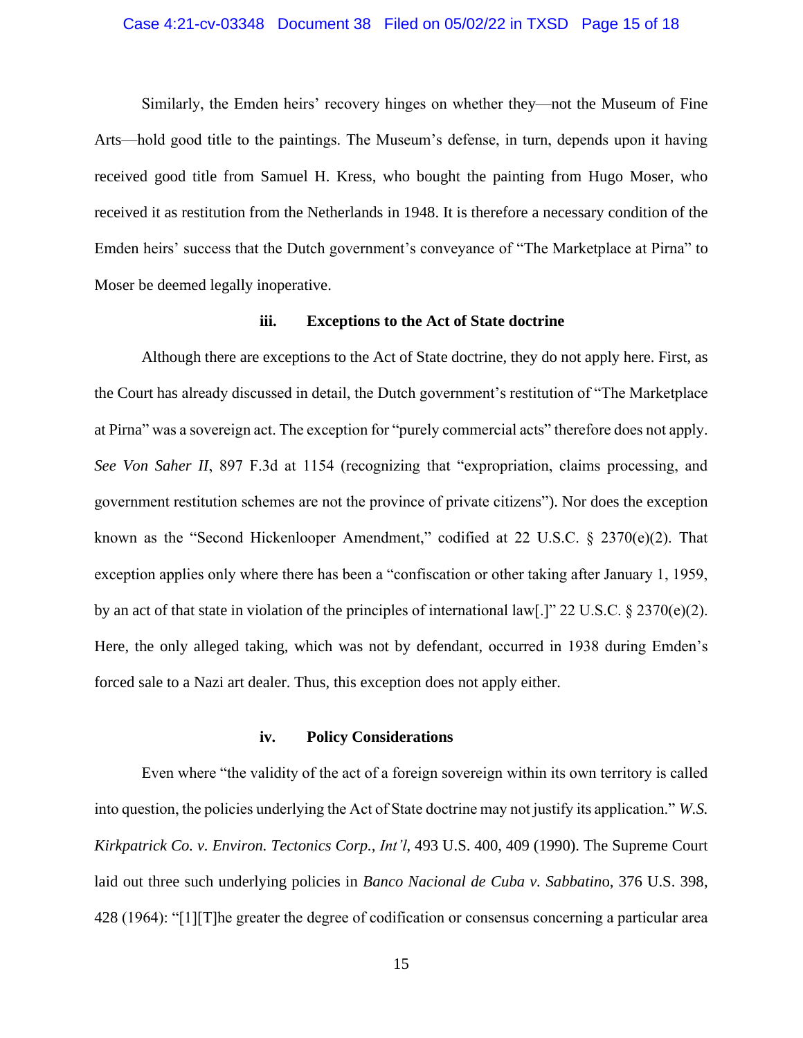Similarly, the Emden heirs' recovery hinges on whether they—not the Museum of Fine Arts—hold good title to the paintings. The Museum's defense, in turn, depends upon it having received good title from Samuel H. Kress, who bought the painting from Hugo Moser, who received it as restitution from the Netherlands in 1948. It is therefore a necessary condition of the Emden heirs' success that the Dutch government's conveyance of "The Marketplace at Pirna" to Moser be deemed legally inoperative.

### iii. Exceptions to the Act of State doctrine

Although there are exceptions to the Act of State doctrine, they do not apply here. First, as the Court has already discussed in detail, the Dutch government's restitution of "The Marketplace at Pirna" was a sovereign act. The exception for "purely commercial acts" therefore does not apply. *See Von Saher II*, 897 F.3d at 1154 (recognizing that "expropriation, claims processing, and government restitution schemes are not the province of private citizens"). Nor does the exception known as the "Second Hickenlooper Amendment," codified at 22 U.S.C. § 2370(e)(2). That exception applies only where there has been a "confiscation or other taking after January 1, 1959, by an act of that state in violation of the principles of international law[.]" 22 U.S.C. § 2370(e)(2). Here, the only alleged taking, which was not by defendant, occurred in 1938 during Emden's forced sale to a Nazi art dealer. Thus, this exception does not apply either.

### iv. Policy Considerations

Even where "the validity of the act of a foreign sovereign within its own territory is called into question, the policies underlying the Act of State doctrine may not justify its application." *W.S. Kirkpatrick Co. v. Environ. Tectonics Corp., Int'l*, 493 U.S. 400, 409 (1990). The Supreme Court laid out three such underlying policies in *Banco Nacional de Cuba v. Sabbatino*, 376 U.S. 398, 428 (1964): "[1][T]he greater the degree of codification or consensus concerning a particular area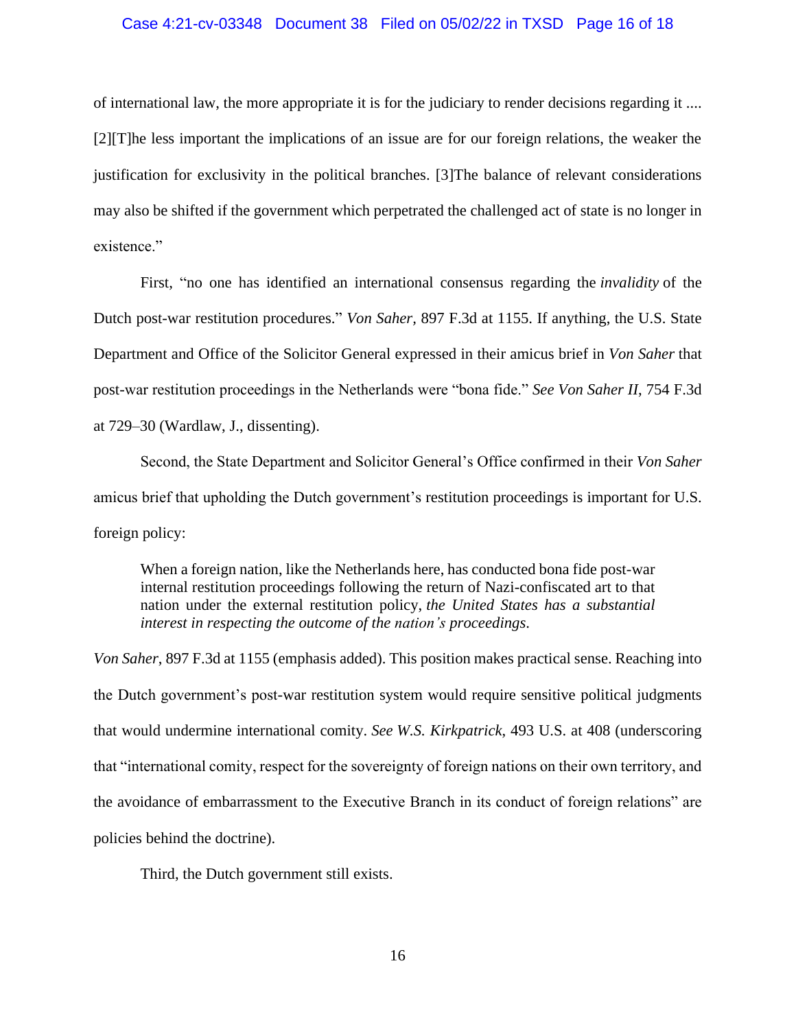of international law, the more appropriate it is for the judiciary to render decisions regarding it .... [2][T]he less important the implications of an issue are for our foreign relations, the weaker the justification for exclusivity in the political branches. [3]The balance of relevant considerations may also be shifted if the government which perpetrated the challenged act of state is no longer in existence."

First, "no one has identified an international consensus regarding the *invalidity* of the Dutch post-war restitution procedures." *Von Saher*, 897 F.3d at 1155. If anything, the U.S. State Department and Office of the Solicitor General expressed in their amicus brief in *Von Saher* that post-war restitution proceedings in the Netherlands were "bona fide." *See Von Saher II*, 754 F.3d at 729–30 (Wardlaw, J., dissenting).

Second, the State Department and Solicitor General's Office confirmed in their *Von Saher* amicus brief that upholding the Dutch government's restitution proceedings is important for U.S. foreign policy:

> When a foreign nation, like the Netherlands here, has conducted bona fide post-war internal restitution proceedings following the return of Nazi-confiscated art to that nation under the external restitution policy, *the United States has a substantial interest in respecting the outcome of the nation's proceedings*.

*Von Saher*, 897 F.3d at 1155 (emphasis added). This position makes practical sense. Reaching into the Dutch government's post-war restitution system would require sensitive political judgments that would undermine international comity. *See W.S. Kirkpatrick*, 493 U.S. at 408 (underscoring that "international comity, respect for the sovereignty of foreign nations on their own territory, and the avoidance of embarrassment to the Executive Branch in its conduct of foreign relations" are policies behind the doctrine).

Third, the Dutch government still exists.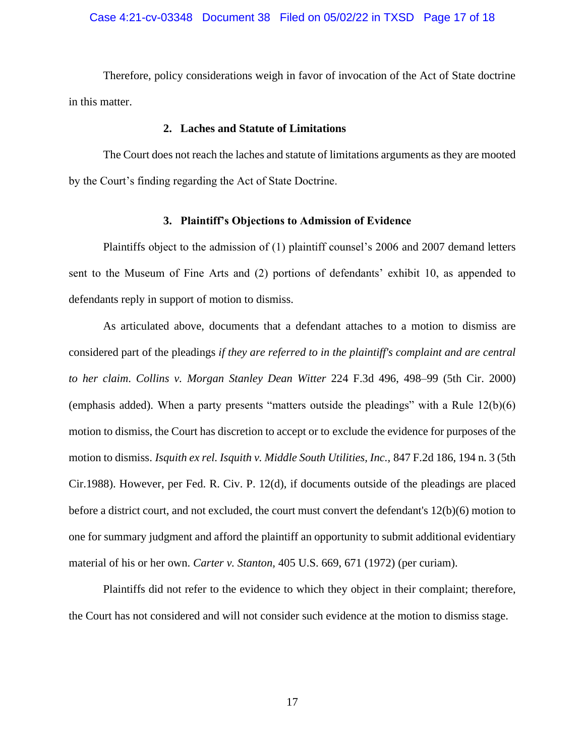Therefore, policy considerations weigh in favor of invocation of the Act of State doctrine in this matter.

### 2. Laches and Statute of Limitations

The Court does not reach the laches and statute of limitations arguments as they are mooted by the Court's finding regarding the Act of State Doctrine.

### 3. Plaintiff's Objections to Admission of Evidence

Plaintiffs object to the admission of (1) plaintiff counsel's 2006 and 2007 demand letters sent to the Museum of Fine Arts and (2) portions of defendants' exhibit 10, as appended to defendants reply in support of motion to dismiss.

As articulated above, documents that a defendant attaches to a motion to dismiss are considered part of the pleadings *if they are referred to in the plaintiff's complaint and are central to her claim*. *Collins v. Morgan Stanley Dean Witter* 224 F.3d 496, 498–99 (5th Cir. 2000) (emphasis added). When a party presents "matters outside the pleadings" with a Rule 12(b)(6) motion to dismiss, the Court has discretion to accept or to exclude the evidence for purposes of the motion to dismiss. *Isquith ex rel. Isquith v. Middle South Utilities, Inc.*, 847 F.2d 186, 194 n. 3 (5th Cir.1988). However, per Fed. R. Civ. P. 12(d), if documents outside of the pleadings are placed before a district court, and not excluded, the court must convert the defendant's 12(b)(6) motion to one for summary judgment and afford the plaintiff an opportunity to submit additional evidentiary material of his or her own. *Carter v. Stanton*, 405 U.S. 669, 671 (1972) (per curiam).

Plaintiffs did not refer to the evidence to which they object in their complaint; therefore, the Court has not considered and will not consider such evidence at the motion to dismiss stage.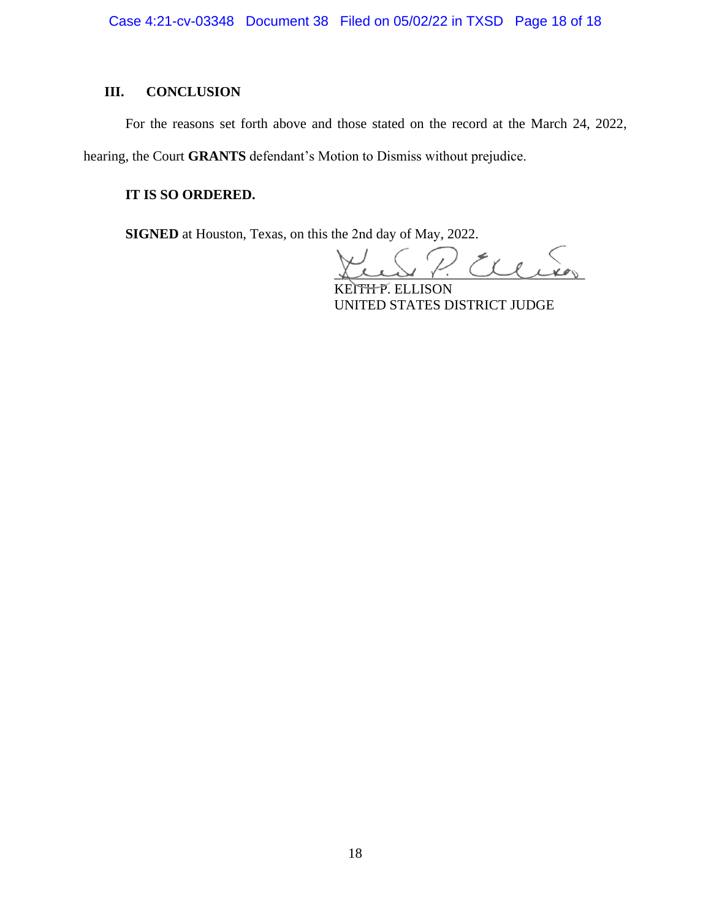## III. CONCLUSION

For the reasons set forth above and those stated on the record at the March 24, 2022, hearing, the Court **GRANTS** defendant's Motion to Dismiss without prejudice.

**IT IS SO ORDERED.**

**SIGNED** at Houston, Texas, on this the 2nd day of May, 2022.

KEITH P. ELLISON
UNITED STATES DISTRICT JUDGE